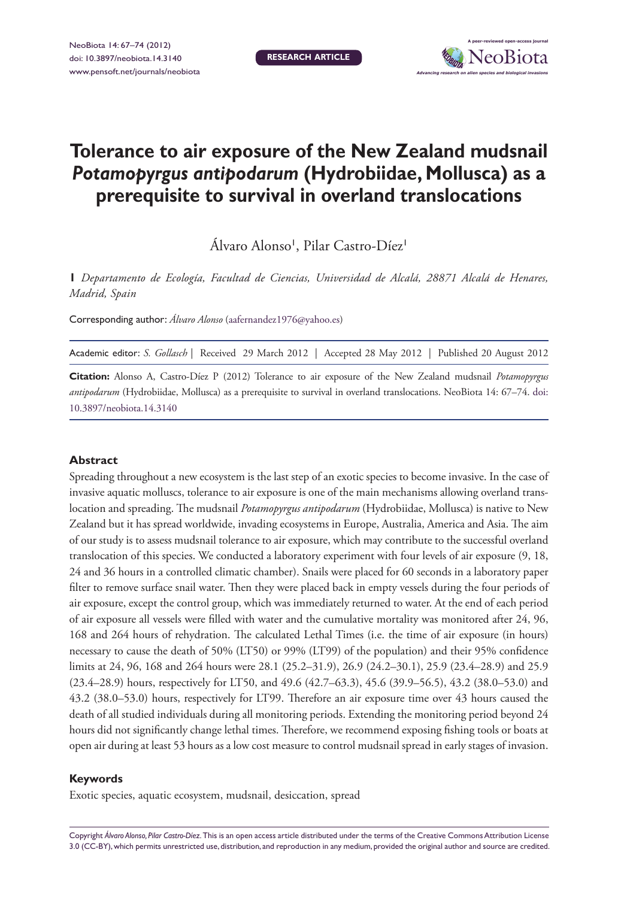# Tolerance to air exposure of the New Zealand mudsnail *Potamopyrgus antipodarum* (Hydrobiidae, Mollusca) as a prerequisite to survival in overland translocations

Álvaro Alonso[1], Pilar Castro-Díez[1]

**1** *Departamento de Ecología, Facultad de Ciencias, Universidad de Alcalá, 28871 Alcalá de Henares, Madrid, Spain*

Corresponding author: *Álvaro Alonso* (aafernandez1976@yahoo.es)

Academic editor: *S. Gollasch* | Received 29 March 2012 | Accepted 28 May 2012 | Published 20 August 2012

**Citation:** Alonso A, Castro-Díez P (2012) Tolerance to air exposure of the New Zealand mudsnail *Potamopyrgus antipodarum* (Hydrobiidae, Mollusca) as a prerequisite to survival in overland translocations. NeoBiota 14: 67–74. doi: 10.3897/neobiota.14.3140

## Abstract

Spreading throughout a new ecosystem is the last step of an exotic species to become invasive. In the case of invasive aquatic molluscs, tolerance to air exposure is one of the main mechanisms allowing overland translocation and spreading. The mudsnail *Potamopyrgus antipodarum* (Hydrobiidae, Mollusca) is native to New Zealand but it has spread worldwide, invading ecosystems in Europe, Australia, America and Asia. The aim of our study is to assess mudsnail tolerance to air exposure, which may contribute to the successful overland translocation of this species. We conducted a laboratory experiment with four levels of air exposure (9, 18, 24 and 36 hours in a controlled climatic chamber). Snails were placed for 60 seconds in a laboratory paper filter to remove surface snail water. Then they were placed back in empty vessels during the four periods of air exposure, except the control group, which was immediately returned to water. At the end of each period of air exposure all vessels were filled with water and the cumulative mortality was monitored after 24, 96, 168 and 264 hours of rehydration. The calculated Lethal Times (i.e. the time of air exposure (in hours) necessary to cause the death of 50% (LT50) or 99% (LT99) of the population) and their 95% confidence limits at 24, 96, 168 and 264 hours were 28.1 (25.2–31.9), 26.9 (24.2–30.1), 25.9 (23.4–28.9) and 25.9 (23.4–28.9) hours, respectively for LT50, and 49.6 (42.7–63.3), 45.6 (39.9–56.5), 43.2 (38.0–53.0) and 43.2 (38.0–53.0) hours, respectively for LT99. Therefore an air exposure time over 43 hours caused the death of all studied individuals during all monitoring periods. Extending the monitoring period beyond 24 hours did not significantly change lethal times. Therefore, we recommend exposing fishing tools or boats at open air during at least 53 hours as a low cost measure to control mudsnail spread in early stages of invasion.

## Keywords

Exotic species, aquatic ecosystem, mudsnail, desiccation, spread

Copyright *Álvaro Alonso, Pilar Castro-Díez*. This is an open access article distributed under the terms of the Creative Commons Attribution License 3.0 (CC-BY), which permits unrestricted use, distribution, and reproduction in any medium, provided the original author and source are credited.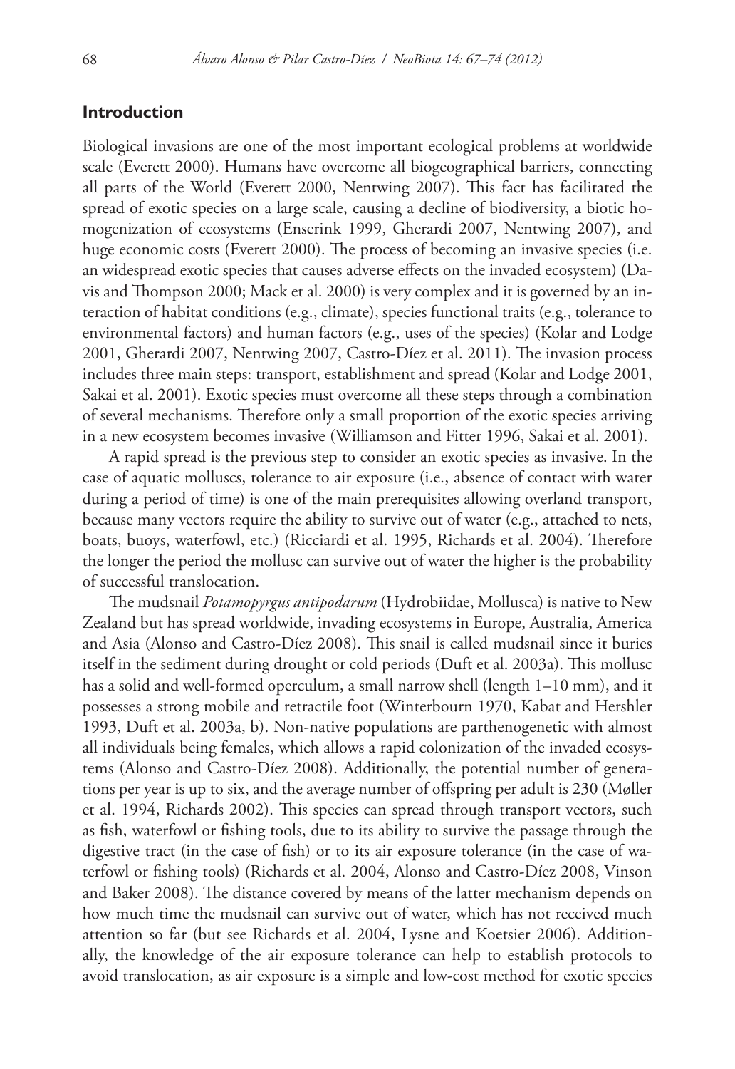## Introduction

Biological invasions are one of the most important ecological problems at worldwide scale (Everett 2000). Humans have overcome all biogeographical barriers, connecting all parts of the World (Everett 2000, Nentwing 2007). This fact has facilitated the spread of exotic species on a large scale, causing a decline of biodiversity, a biotic homogenization of ecosystems (Enserink 1999, Gherardi 2007, Nentwing 2007), and huge economic costs (Everett 2000). The process of becoming an invasive species (i.e. an widespread exotic species that causes adverse effects on the invaded ecosystem) (Davis and Thompson 2000; Mack et al. 2000) is very complex and it is governed by an interaction of habitat conditions (e.g., climate), species functional traits (e.g., tolerance to environmental factors) and human factors (e.g., uses of the species) (Kolar and Lodge 2001, Gherardi 2007, Nentwing 2007, Castro-Díez et al. 2011). The invasion process includes three main steps: transport, establishment and spread (Kolar and Lodge 2001, Sakai et al. 2001). Exotic species must overcome all these steps through a combination of several mechanisms. Therefore only a small proportion of the exotic species arriving in a new ecosystem becomes invasive (Williamson and Fitter 1996, Sakai et al. 2001).

A rapid spread is the previous step to consider an exotic species as invasive. In the case of aquatic molluscs, tolerance to air exposure (i.e., absence of contact with water during a period of time) is one of the main prerequisites allowing overland transport, because many vectors require the ability to survive out of water (e.g., attached to nets, boats, buoys, waterfowl, etc.) (Ricciardi et al. 1995, Richards et al. 2004). Therefore the longer the period the mollusc can survive out of water the higher is the probability of successful translocation.

The mudsnail *Potamopyrgus antipodarum* (Hydrobiidae, Mollusca) is native to New Zealand but has spread worldwide, invading ecosystems in Europe, Australia, America and Asia (Alonso and Castro-Díez 2008). This snail is called mudsnail since it buries itself in the sediment during drought or cold periods (Duft et al. 2003a). This mollusc has a solid and well-formed operculum, a small narrow shell (length 1–10 mm), and it possesses a strong mobile and retractile foot (Winterbourn 1970, Kabat and Hershler 1993, Duft et al. 2003a, b). Non-native populations are parthenogenetic with almost all individuals being females, which allows a rapid colonization of the invaded ecosystems (Alonso and Castro-Díez 2008). Additionally, the potential number of generations per year is up to six, and the average number of offspring per adult is 230 (Møller et al. 1994, Richards 2002). This species can spread through transport vectors, such as fish, waterfowl or fishing tools, due to its ability to survive the passage through the digestive tract (in the case of fish) or to its air exposure tolerance (in the case of waterfowl or fishing tools) (Richards et al. 2004, Alonso and Castro-Díez 2008, Vinson and Baker 2008). The distance covered by means of the latter mechanism depends on how much time the mudsnail can survive out of water, which has not received much attention so far (but see Richards et al. 2004, Lysne and Koetsier 2006). Additionally, the knowledge of the air exposure tolerance can help to establish protocols to avoid translocation, as air exposure is a simple and low-cost method for exotic species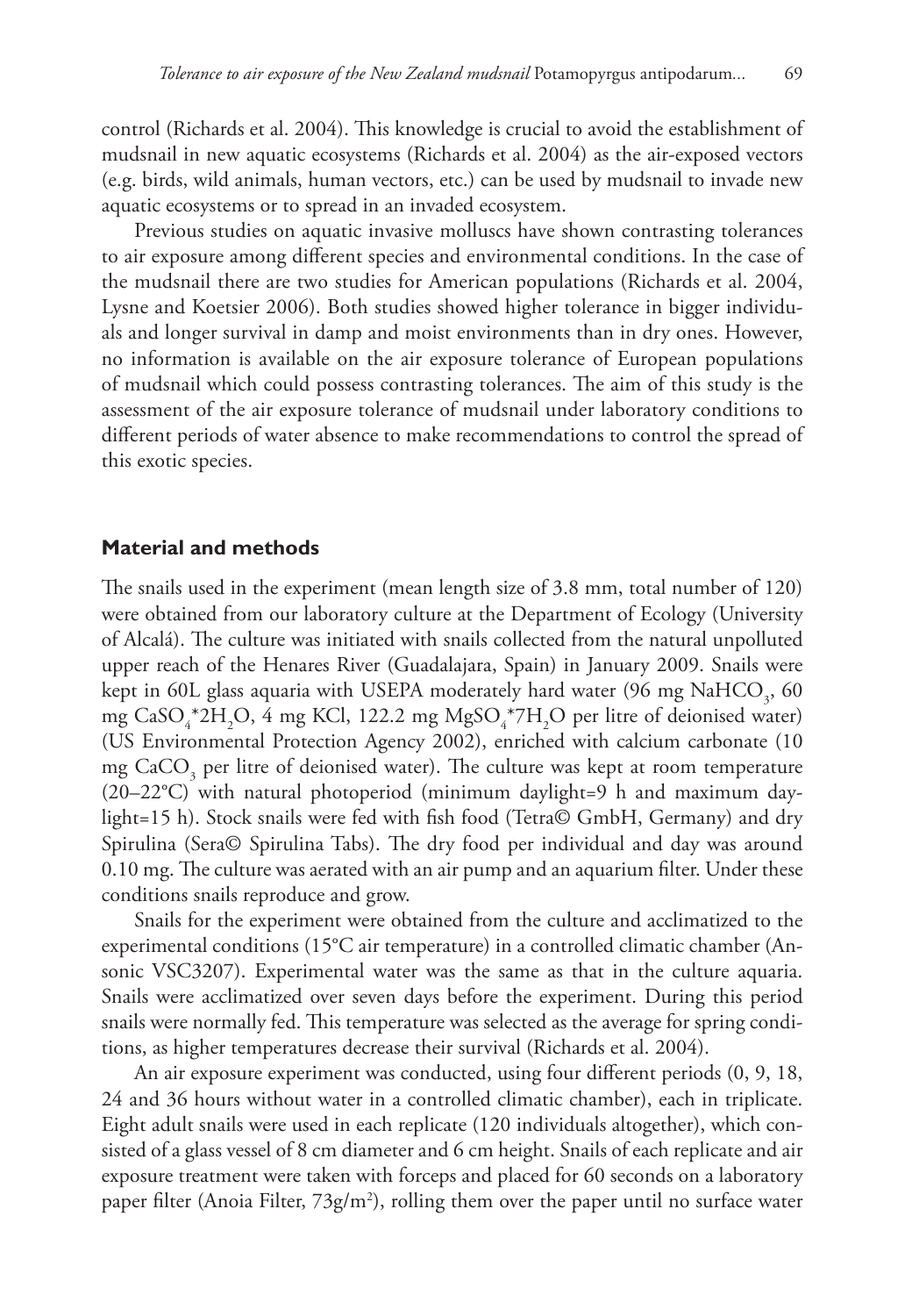control (Richards et al. 2004). This knowledge is crucial to avoid the establishment of mudsnail in new aquatic ecosystems (Richards et al. 2004) as the air-exposed vectors (e.g. birds, wild animals, human vectors, etc.) can be used by mudsnail to invade new aquatic ecosystems or to spread in an invaded ecosystem.

Previous studies on aquatic invasive molluscs have shown contrasting tolerances to air exposure among different species and environmental conditions. In the case of the mudsnail there are two studies for American populations (Richards et al. 2004, Lysne and Koetsier 2006). Both studies showed higher tolerance in bigger individuals and longer survival in damp and moist environments than in dry ones. However, no information is available on the air exposure tolerance of European populations of mudsnail which could possess contrasting tolerances. The aim of this study is the assessment of the air exposure tolerance of mudsnail under laboratory conditions to different periods of water absence to make recommendations to control the spread of this exotic species.

## Material and methods

The snails used in the experiment (mean length size of 3.8 mm, total number of 120) were obtained from our laboratory culture at the Department of Ecology (University of Alcalá). The culture was initiated with snails collected from the natural unpolluted upper reach of the Henares River (Guadalajara, Spain) in January 2009. Snails were kept in 60L glass aquaria with USEPA moderately hard water (96 mg $NaHCO_3$, 60 mg $CaSO_4$*$2H_2O$, 4 mg KCl, 122.2 mg $MgSO_4$*$7H_2O$ per litre of deionised water) (US Environmental Protection Agency 2002), enriched with calcium carbonate (10 mg $CaCO_3$ per litre of deionised water). The culture was kept at room temperature (20–22°C) with natural photoperiod (minimum daylight=9 h and maximum daylight=15 h). Stock snails were fed with fish food (Tetra© GmbH, Germany) and dry Spirulina (Sera© Spirulina Tabs). The dry food per individual and day was around 0.10 mg. The culture was aerated with an air pump and an aquarium filter. Under these conditions snails reproduce and grow.

Snails for the experiment were obtained from the culture and acclimatized to the experimental conditions (15°C air temperature) in a controlled climatic chamber (Ansonic VSC3207). Experimental water was the same as that in the culture aquaria. Snails were acclimatized over seven days before the experiment. During this period snails were normally fed. This temperature was selected as the average for spring conditions, as higher temperatures decrease their survival (Richards et al. 2004).

An air exposure experiment was conducted, using four different periods (0, 9, 18, 24 and 36 hours without water in a controlled climatic chamber), each in triplicate. Eight adult snails were used in each replicate (120 individuals altogether), which consisted of a glass vessel of 8 cm diameter and 6 cm height. Snails of each replicate and air exposure treatment were taken with forceps and placed for 60 seconds on a laboratory paper filter (Anoia Filter, $73g/m^2$), rolling them over the paper until no surface water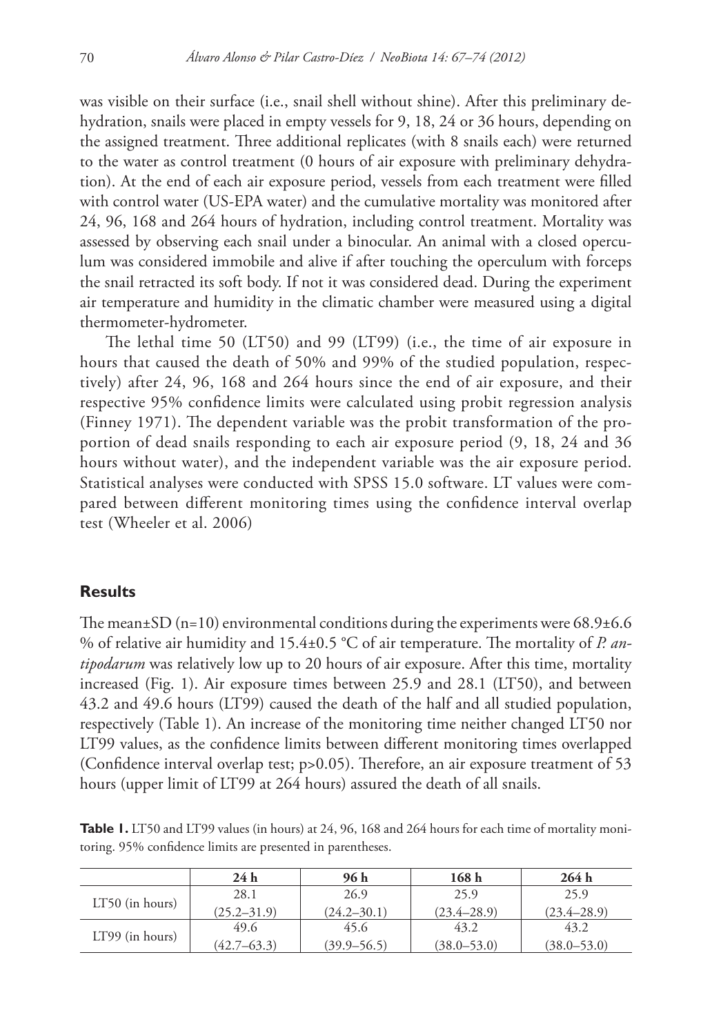was visible on their surface (i.e., snail shell without shine). After this preliminary dehydration, snails were placed in empty vessels for 9, 18, 24 or 36 hours, depending on the assigned treatment. Three additional replicates (with 8 snails each) were returned to the water as control treatment (0 hours of air exposure with preliminary dehydration). At the end of each air exposure period, vessels from each treatment were filled with control water (US-EPA water) and the cumulative mortality was monitored after 24, 96, 168 and 264 hours of hydration, including control treatment. Mortality was assessed by observing each snail under a binocular. An animal with a closed operculum was considered immobile and alive if after touching the operculum with forceps the snail retracted its soft body. If not it was considered dead. During the experiment air temperature and humidity in the climatic chamber were measured using a digital thermometer-hydrometer.

The lethal time 50 (LT50) and 99 (LT99) (i.e., the time of air exposure in hours that caused the death of 50% and 99% of the studied population, respectively) after 24, 96, 168 and 264 hours since the end of air exposure, and their respective 95% confidence limits were calculated using probit regression analysis (Finney 1971). The dependent variable was the probit transformation of the proportion of dead snails responding to each air exposure period (9, 18, 24 and 36 hours without water), and the independent variable was the air exposure period. Statistical analyses were conducted with SPSS 15.0 software. LT values were compared between different monitoring times using the confidence interval overlap test (Wheeler et al. 2006)

## Results

The mean±SD (n=10) environmental conditions during the experiments were 68.9±6.6 % of relative air humidity and 15.4±0.5 °C of air temperature. The mortality of *P. antipodarum* was relatively low up to 20 hours of air exposure. After this time, mortality increased (Fig. 1). Air exposure times between 25.9 and 28.1 (LT50), and between 43.2 and 49.6 hours (LT99) caused the death of the half and all studied population, respectively (Table 1). An increase of the monitoring time neither changed LT50 nor LT99 values, as the confidence limits between different monitoring times overlapped (Confidence interval overlap test; $p>0.05$). Therefore, an air exposure treatment of 53 hours (upper limit of LT99 at 264 hours) assured the death of all snails.

**Table 1.** LT50 and LT99 values (in hours) at 24, 96, 168 and 264 hours for each time of mortality monitoring. 95% confidence limits are presented in parentheses.

| | 24 h | 96 h | 168 h | 264 h |
|---|---|---|---|---|
| LT50 (in hours) | 28.1 (25.2–31.9) | 26.9 (24.2–30.1) | 25.9 (23.4–28.9) | 25.9 (23.4–28.9) |
| LT99 (in hours) | 49.6 (42.7–63.3) | 45.6 (39.9–56.5) | 43.2 (38.0–53.0) | 43.2 (38.0–53.0) |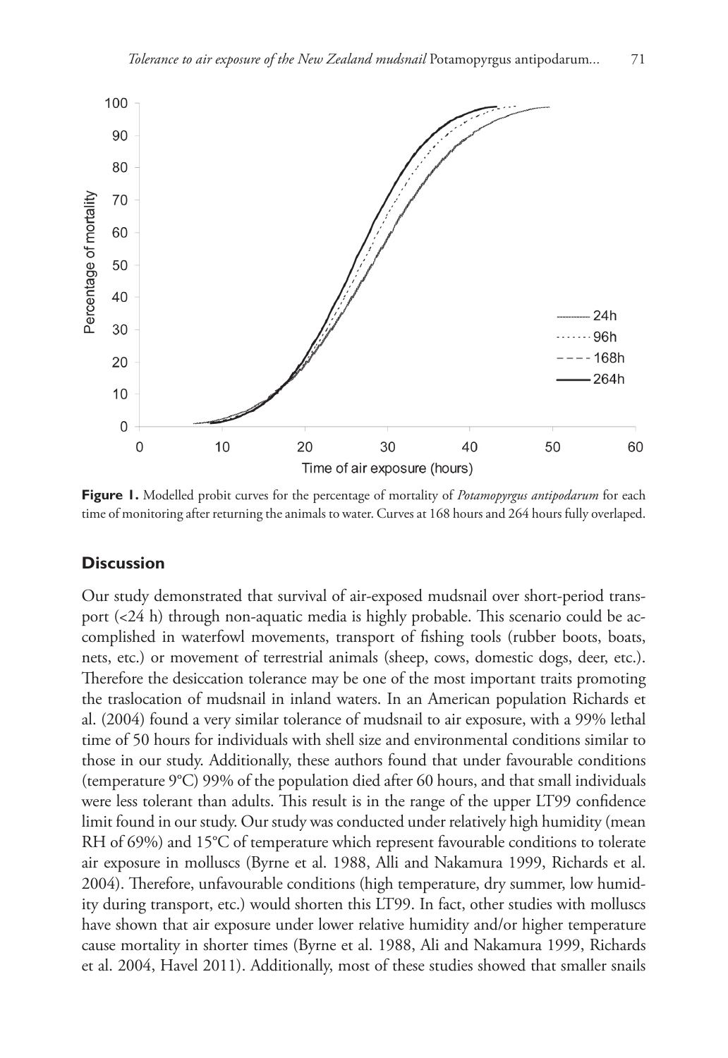**Figure 1.** Modelled probit curves for the percentage of mortality of *Potamopyrgus antipodarum* for each time of monitoring after returning the animals to water. Curves at 168 hours and 264 hours fully overlaped.

## Discussion

Our study demonstrated that survival of air-exposed mudsnail over short-period transport (<24 h) through non-aquatic media is highly probable. This scenario could be accomplished in waterfowl movements, transport of fishing tools (rubber boots, boats, nets, etc.) or movement of terrestrial animals (sheep, cows, domestic dogs, deer, etc.). Therefore the desiccation tolerance may be one of the most important traits promoting the traslocation of mudsnail in inland waters. In an American population Richards et al. (2004) found a very similar tolerance of mudsnail to air exposure, with a 99% lethal time of 50 hours for individuals with shell size and environmental conditions similar to those in our study. Additionally, these authors found that under favourable conditions (temperature 9°C) 99% of the population died after 60 hours, and that small individuals were less tolerant than adults. This result is in the range of the upper LT99 confidence limit found in our study. Our study was conducted under relatively high humidity (mean RH of 69%) and 15°C of temperature which represent favourable conditions to tolerate air exposure in molluscs (Byrne et al. 1988, Alli and Nakamura 1999, Richards et al. 2004). Therefore, unfavourable conditions (high temperature, dry summer, low humidity during transport, etc.) would shorten this LT99. In fact, other studies with molluscs have shown that air exposure under lower relative humidity and/or higher temperature cause mortality in shorter times (Byrne et al. 1988, Ali and Nakamura 1999, Richards et al. 2004, Havel 2011). Additionally, most of these studies showed that smaller snails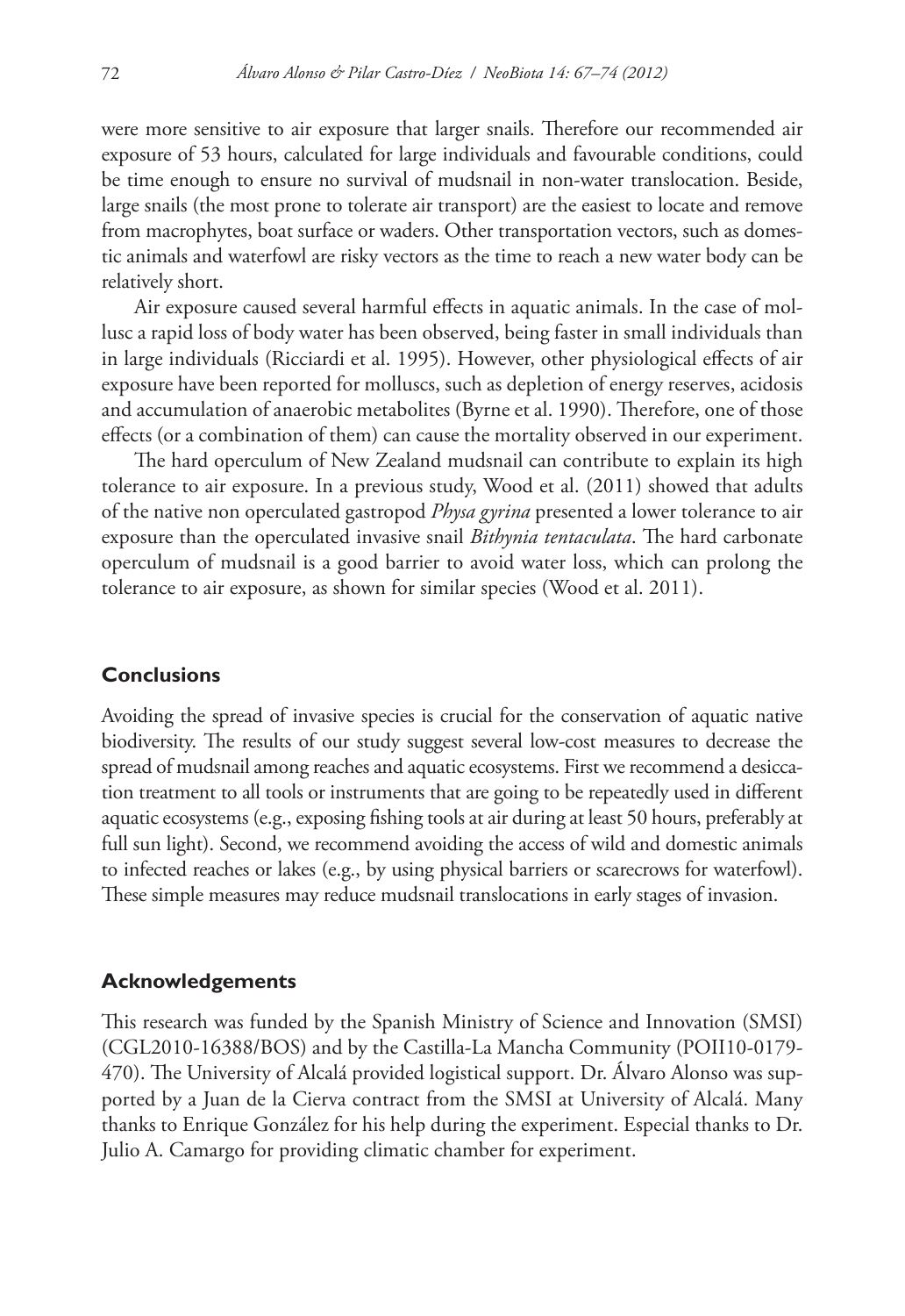were more sensitive to air exposure that larger snails. Therefore our recommended air exposure of 53 hours, calculated for large individuals and favourable conditions, could be time enough to ensure no survival of mudsnail in non-water translocation. Beside, large snails (the most prone to tolerate air transport) are the easiest to locate and remove from macrophytes, boat surface or waders. Other transportation vectors, such as domestic animals and waterfowl are risky vectors as the time to reach a new water body can be relatively short.

Air exposure caused several harmful effects in aquatic animals. In the case of mollusc a rapid loss of body water has been observed, being faster in small individuals than in large individuals (Ricciardi et al. 1995). However, other physiological effects of air exposure have been reported for molluscs, such as depletion of energy reserves, acidosis and accumulation of anaerobic metabolites (Byrne et al. 1990). Therefore, one of those effects (or a combination of them) can cause the mortality observed in our experiment.

The hard operculum of New Zealand mudsnail can contribute to explain its high tolerance to air exposure. In a previous study, Wood et al. (2011) showed that adults of the native non operculated gastropod *Physa gyrina* presented a lower tolerance to air exposure than the operculated invasive snail *Bithynia tentaculata*. The hard carbonate operculum of mudsnail is a good barrier to avoid water loss, which can prolong the tolerance to air exposure, as shown for similar species (Wood et al. 2011).

## Conclusions

Avoiding the spread of invasive species is crucial for the conservation of aquatic native biodiversity. The results of our study suggest several low-cost measures to decrease the spread of mudsnail among reaches and aquatic ecosystems. First we recommend a desiccation treatment to all tools or instruments that are going to be repeatedly used in different aquatic ecosystems (e.g., exposing fishing tools at air during at least 50 hours, preferably at full sun light). Second, we recommend avoiding the access of wild and domestic animals to infected reaches or lakes (e.g., by using physical barriers or scarecrows for waterfowl). These simple measures may reduce mudsnail translocations in early stages of invasion.

## Acknowledgements

This research was funded by the Spanish Ministry of Science and Innovation (SMSI) (CGL2010-16388/BOS) and by the Castilla-La Mancha Community (POII10-0179-470). The University of Alcalá provided logistical support. Dr. Álvaro Alonso was supported by a Juan de la Cierva contract from the SMSI at University of Alcalá. Many thanks to Enrique González for his help during the experiment. Especial thanks to Dr. Julio A. Camargo for providing climatic chamber for experiment.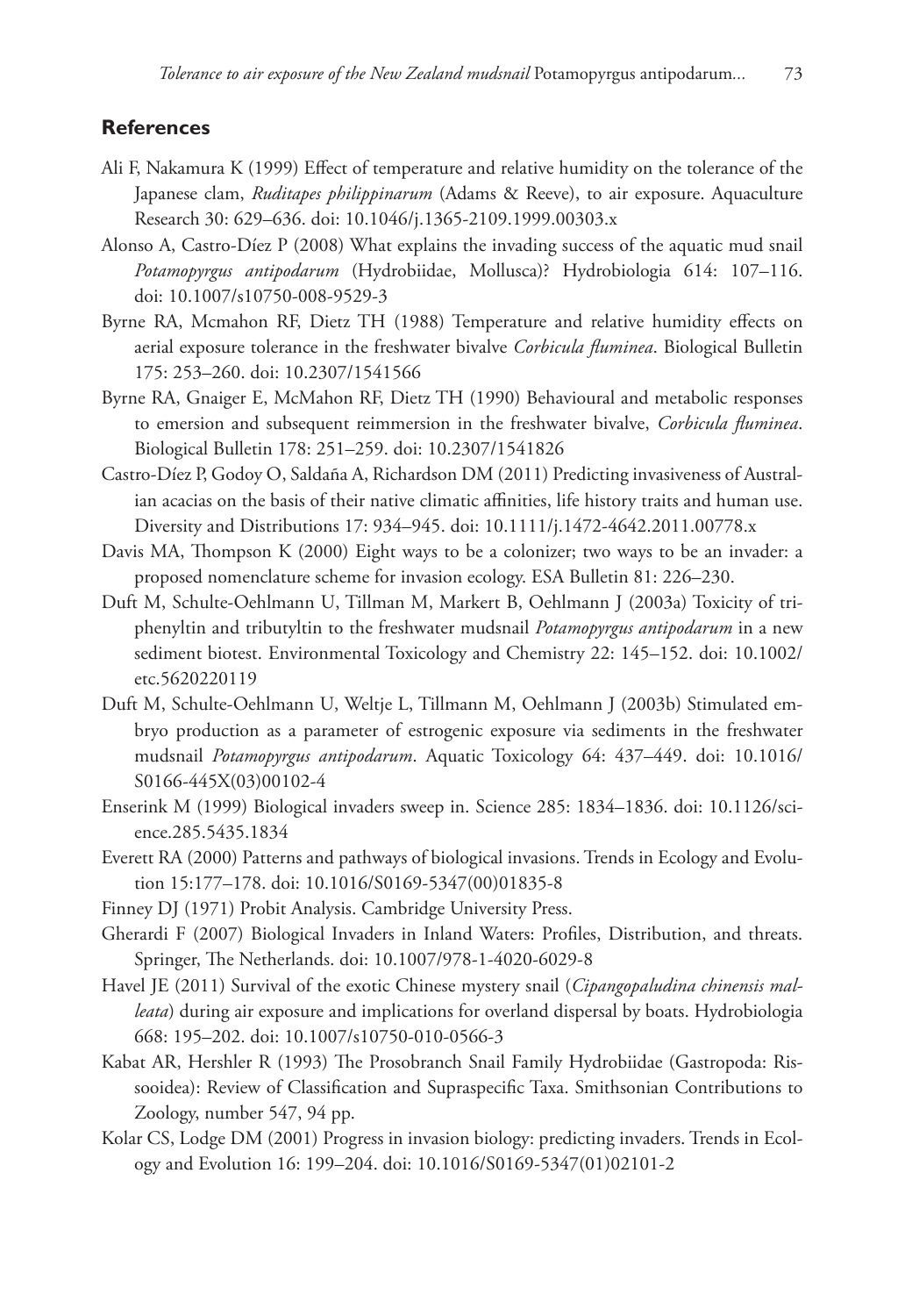## References

Ali F, Nakamura K (1999) Effect of temperature and relative humidity on the tolerance of the Japanese clam, *Ruditapes philippinarum* (Adams & Reeve), to air exposure. Aquaculture Research 30: 629–636. doi: 10.1046/j.1365-2109.1999.00303.x

Alonso A, Castro-Díez P (2008) What explains the invading success of the aquatic mud snail *Potamopyrgus antipodarum* (Hydrobiidae, Mollusca)? Hydrobiologia 614: 107–116. doi: 10.1007/s10750-008-9529-3

Byrne RA, Mcmahon RF, Dietz TH (1988) Temperature and relative humidity effects on aerial exposure tolerance in the freshwater bivalve *Corbicula fluminea*. Biological Bulletin 175: 253–260. doi: 10.2307/1541566

Byrne RA, Gnaiger E, McMahon RF, Dietz TH (1990) Behavioural and metabolic responses to emersion and subsequent reimmersion in the freshwater bivalve, *Corbicula fluminea*. Biological Bulletin 178: 251–259. doi: 10.2307/1541826

Castro-Díez P, Godoy O, Saldaña A, Richardson DM (2011) Predicting invasiveness of Australian acacias on the basis of their native climatic affinities, life history traits and human use. Diversity and Distributions 17: 934–945. doi: 10.1111/j.1472-4642.2011.00778.x

Davis MA, Thompson K (2000) Eight ways to be a colonizer; two ways to be an invader: a proposed nomenclature scheme for invasion ecology. ESA Bulletin 81: 226–230.

Duft M, Schulte-Oehlmann U, Tillman M, Markert B, Oehlmann J (2003a) Toxicity of triphenyltin and tributyltin to the freshwater mudsnail *Potamopyrgus antipodarum* in a new sediment biotest. Environmental Toxicology and Chemistry 22: 145–152. doi: 10.1002/etc.5620220119

Duft M, Schulte-Oehlmann U, Weltje L, Tillmann M, Oehlmann J (2003b) Stimulated embryo production as a parameter of estrogenic exposure via sediments in the freshwater mudsnail *Potamopyrgus antipodarum*. Aquatic Toxicology 64: 437–449. doi: 10.1016/S0166-445X(03)00102-4

Enserink M (1999) Biological invaders sweep in. Science 285: 1834–1836. doi: 10.1126/science.285.5435.1834

Everett RA (2000) Patterns and pathways of biological invasions. Trends in Ecology and Evolution 15:177–178. doi: 10.1016/S0169-5347(00)01835-8

Finney DJ (1971) Probit Analysis. Cambridge University Press.

Gherardi F (2007) Biological Invaders in Inland Waters: Profiles, Distribution, and threats. Springer, The Netherlands. doi: 10.1007/978-1-4020-6029-8

Havel JE (2011) Survival of the exotic Chinese mystery snail (*Cipangopaludina chinensis malleata*) during air exposure and implications for overland dispersal by boats. Hydrobiologia 668: 195–202. doi: 10.1007/s10750-010-0566-3

Kabat AR, Hershler R (1993) The Prosobranch Snail Family Hydrobiidae (Gastropoda: Rissooidea): Review of Classification and Supraspecific Taxa. Smithsonian Contributions to Zoology, number 547, 94 pp.

Kolar CS, Lodge DM (2001) Progress in invasion biology: predicting invaders. Trends in Ecology and Evolution 16: 199–204. doi: 10.1016/S0169-5347(01)02101-2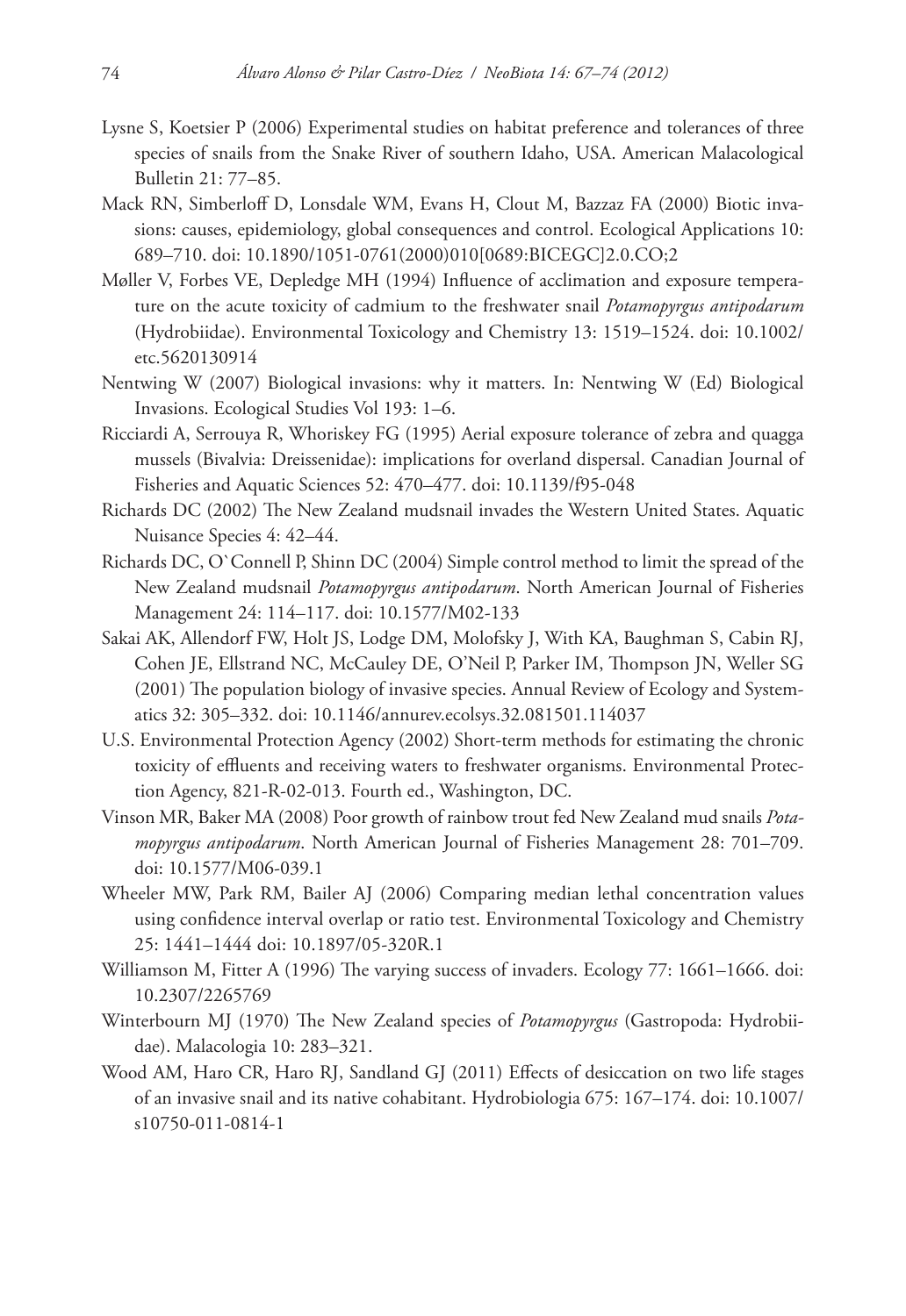Lysne S, Koetsier P (2006) Experimental studies on habitat preference and tolerances of three species of snails from the Snake River of southern Idaho, USA. American Malacological Bulletin 21: 77–85.

Mack RN, Simberloff D, Lonsdale WM, Evans H, Clout M, Bazzaz FA (2000) Biotic invasions: causes, epidemiology, global consequences and control. Ecological Applications 10: 689–710. doi: 10.1890/1051-0761(2000)010[0689:BICEGC]2.0.CO;2

Møller V, Forbes VE, Depledge MH (1994) Influence of acclimation and exposure temperature on the acute toxicity of cadmium to the freshwater snail *Potamopyrgus antipodarum* (Hydrobiidae). Environmental Toxicology and Chemistry 13: 1519–1524. doi: 10.1002/etc.5620130914

Nentwing W (2007) Biological invasions: why it matters. In: Nentwing W (Ed) Biological Invasions. Ecological Studies Vol 193: 1–6.

Ricciardi A, Serrouya R, Whoriskey FG (1995) Aerial exposure tolerance of zebra and quagga mussels (Bivalvia: Dreissenidae): implications for overland dispersal. Canadian Journal of Fisheries and Aquatic Sciences 52: 470–477. doi: 10.1139/f95-048

Richards DC (2002) The New Zealand mudsnail invades the Western United States. Aquatic Nuisance Species 4: 42–44.

Richards DC, O`Connell P, Shinn DC (2004) Simple control method to limit the spread of the New Zealand mudsnail *Potamopyrgus antipodarum*. North American Journal of Fisheries Management 24: 114–117. doi: 10.1577/M02-133

Sakai AK, Allendorf FW, Holt JS, Lodge DM, Molofsky J, With KA, Baughman S, Cabin RJ, Cohen JE, Ellstrand NC, McCauley DE, O'Neil P, Parker IM, Thompson JN, Weller SG (2001) The population biology of invasive species. Annual Review of Ecology and Systematics 32: 305–332. doi: 10.1146/annurev.ecolsys.32.081501.114037

U.S. Environmental Protection Agency (2002) Short-term methods for estimating the chronic toxicity of effluents and receiving waters to freshwater organisms. Environmental Protection Agency, 821-R-02-013. Fourth ed., Washington, DC.

Vinson MR, Baker MA (2008) Poor growth of rainbow trout fed New Zealand mud snails *Potamopyrgus antipodarum*. North American Journal of Fisheries Management 28: 701–709. doi: 10.1577/M06-039.1

Wheeler MW, Park RM, Bailer AJ (2006) Comparing median lethal concentration values using confidence interval overlap or ratio test. Environmental Toxicology and Chemistry 25: 1441–1444 doi: 10.1897/05-320R.1

Williamson M, Fitter A (1996) The varying success of invaders. Ecology 77: 1661–1666. doi: 10.2307/2265769

Winterbourn MJ (1970) The New Zealand species of *Potamopyrgus* (Gastropoda: Hydrobiidae). Malacologia 10: 283–321.

Wood AM, Haro CR, Haro RJ, Sandland GJ (2011) Effects of desiccation on two life stages of an invasive snail and its native cohabitant. Hydrobiologia 675: 167–174. doi: 10.1007/s10750-011-0814-1